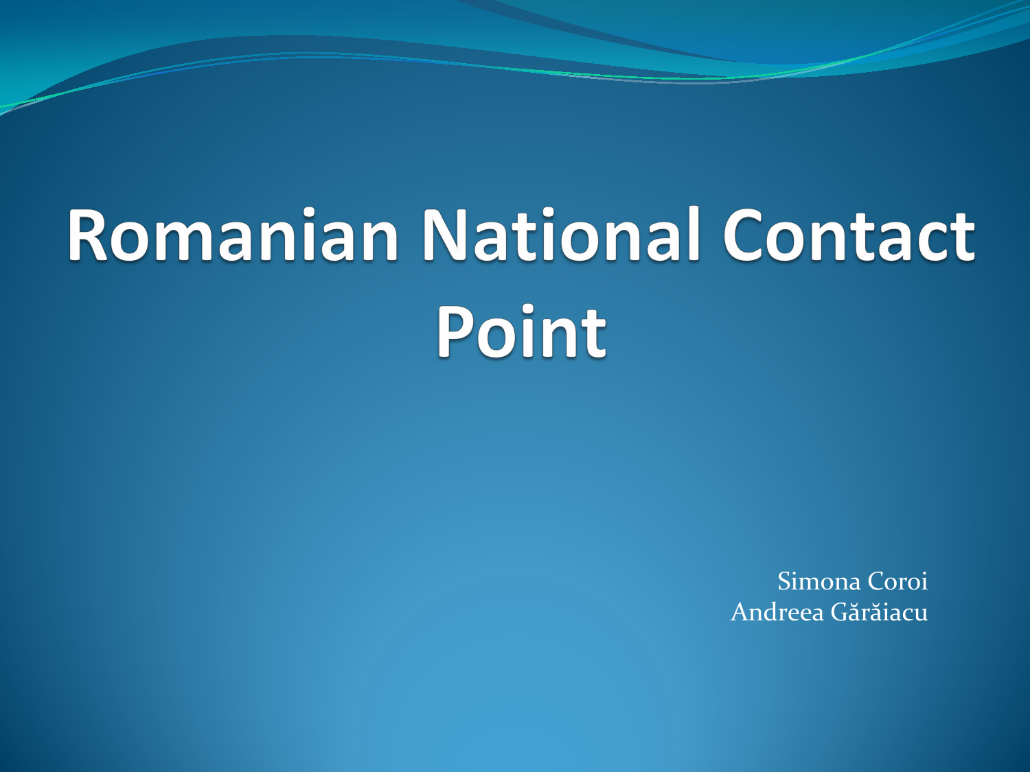# Romanian National Contact Point

Simona Coroi
Andreea Gărăiacu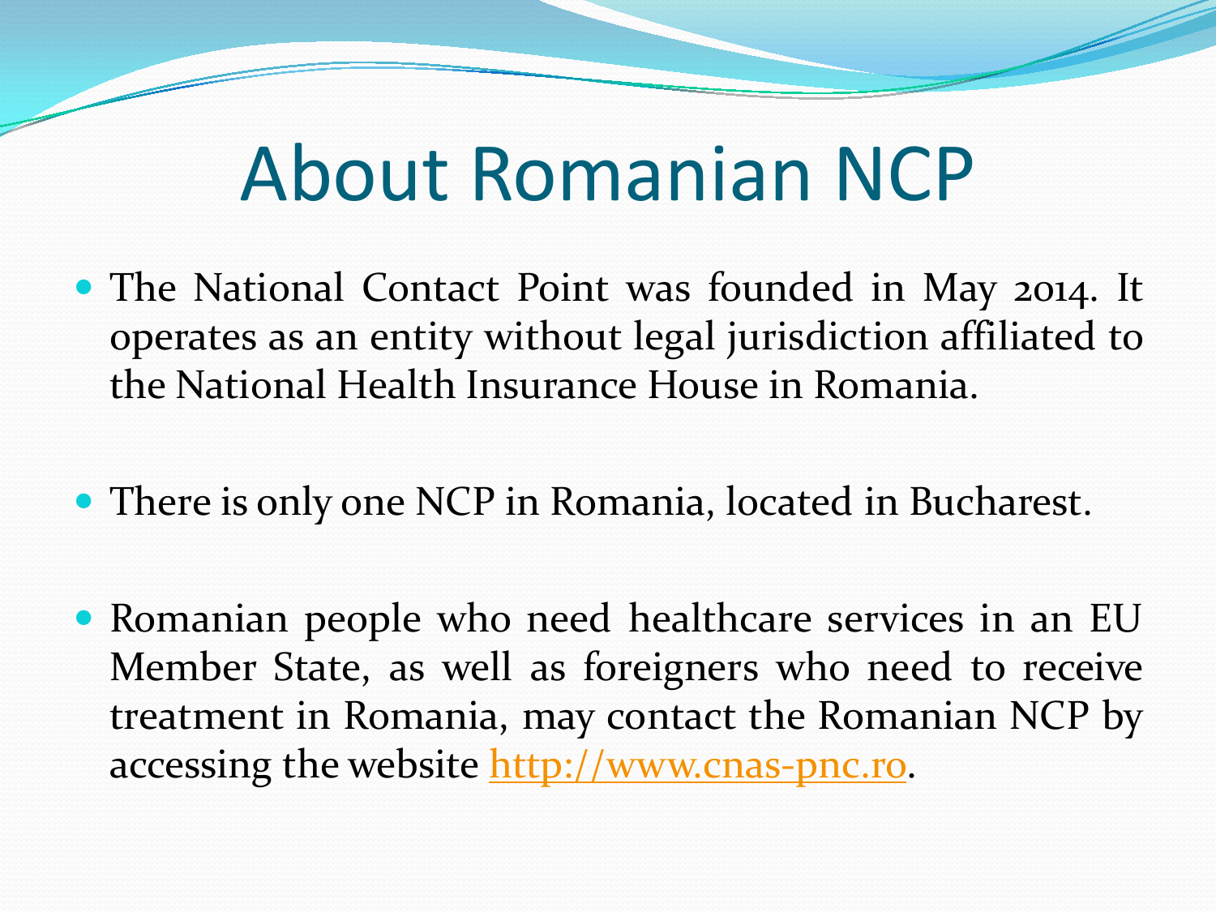# About Romanian NCP

- The National Contact Point was founded in May 2014. It operates as an entity without legal jurisdiction affiliated to the National Health Insurance House in Romania.
- There is only one NCP in Romania, located in Bucharest.
- Romanian people who need healthcare services in an EU Member State, as well as foreigners who need to receive treatment in Romania, may contact the Romanian NCP by accessing the website [http://www.cnas-pnc.ro](http://www.cnas-pnc.ro).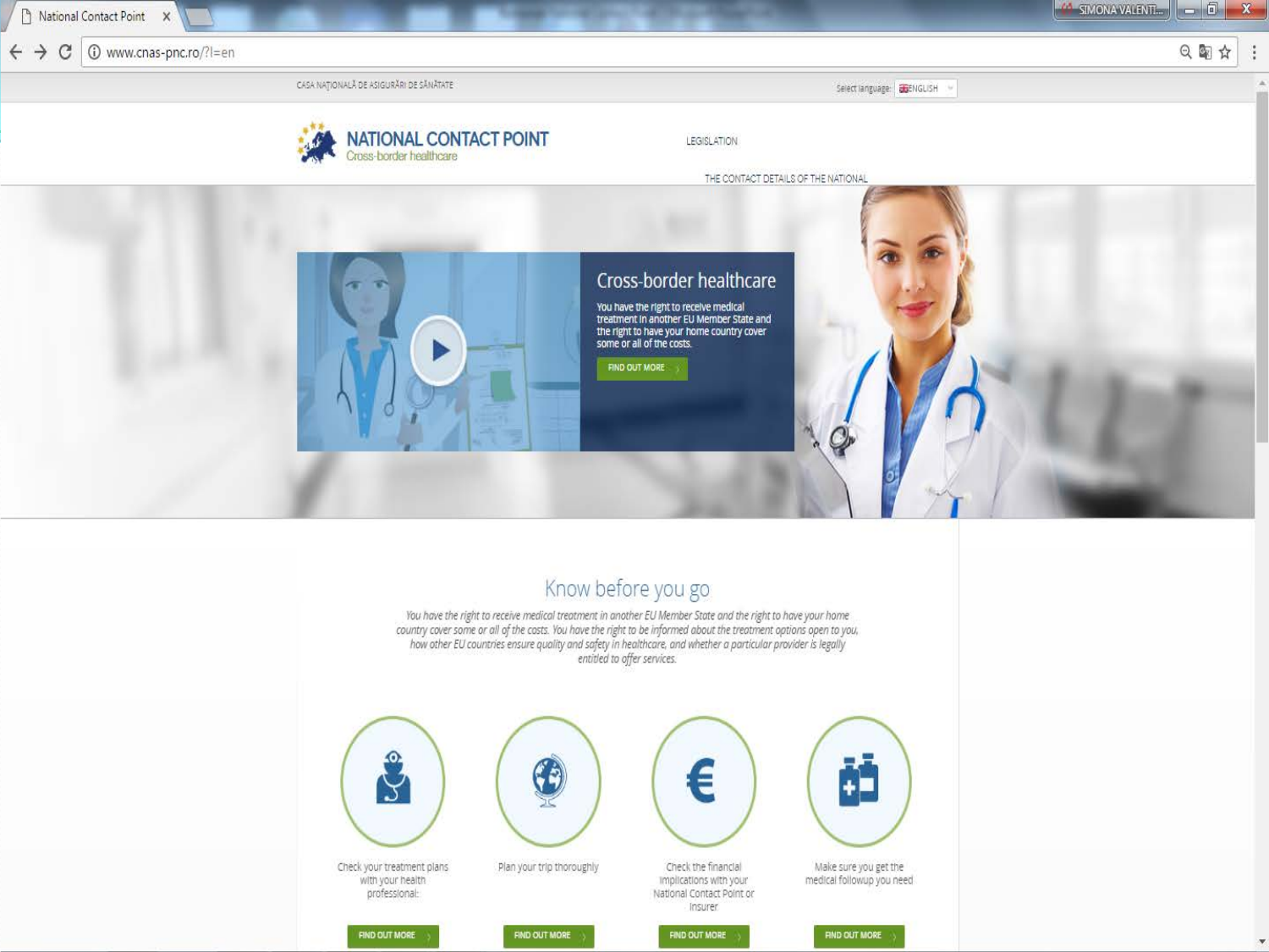CASA NAȚIONALĂ DE ASIGURĂRI DE SĂNĂTATE

Select language: ENGLISH

# NATIONAL CONTACT POINT

Cross-border healthcare

LEGISLATION

THE CONTACT DETAILS OF THE NATIONAL

## Cross-border healthcare

You have the right to receive medical treatment in another EU Member State and the right to have your home country cover some or all of the costs.

FIND OUT MORE

## Know before you go

*You have the right to receive medical treatment in another EU Member State and the right to have your home country cover some or all of the costs. You have the right to be informed about the treatment options open to you, how other EU countries ensure quality and safety in healthcare, and whether a particular provider is legally entitled to offer services.*

Check your treatment plans with your health professional:

FIND OUT MORE

Plan your trip thoroughly

FIND OUT MORE

Check the financial implications with your National Contact Point or Insurer

FIND OUT MORE

Make sure you get the medical followup you need

FIND OUT MORE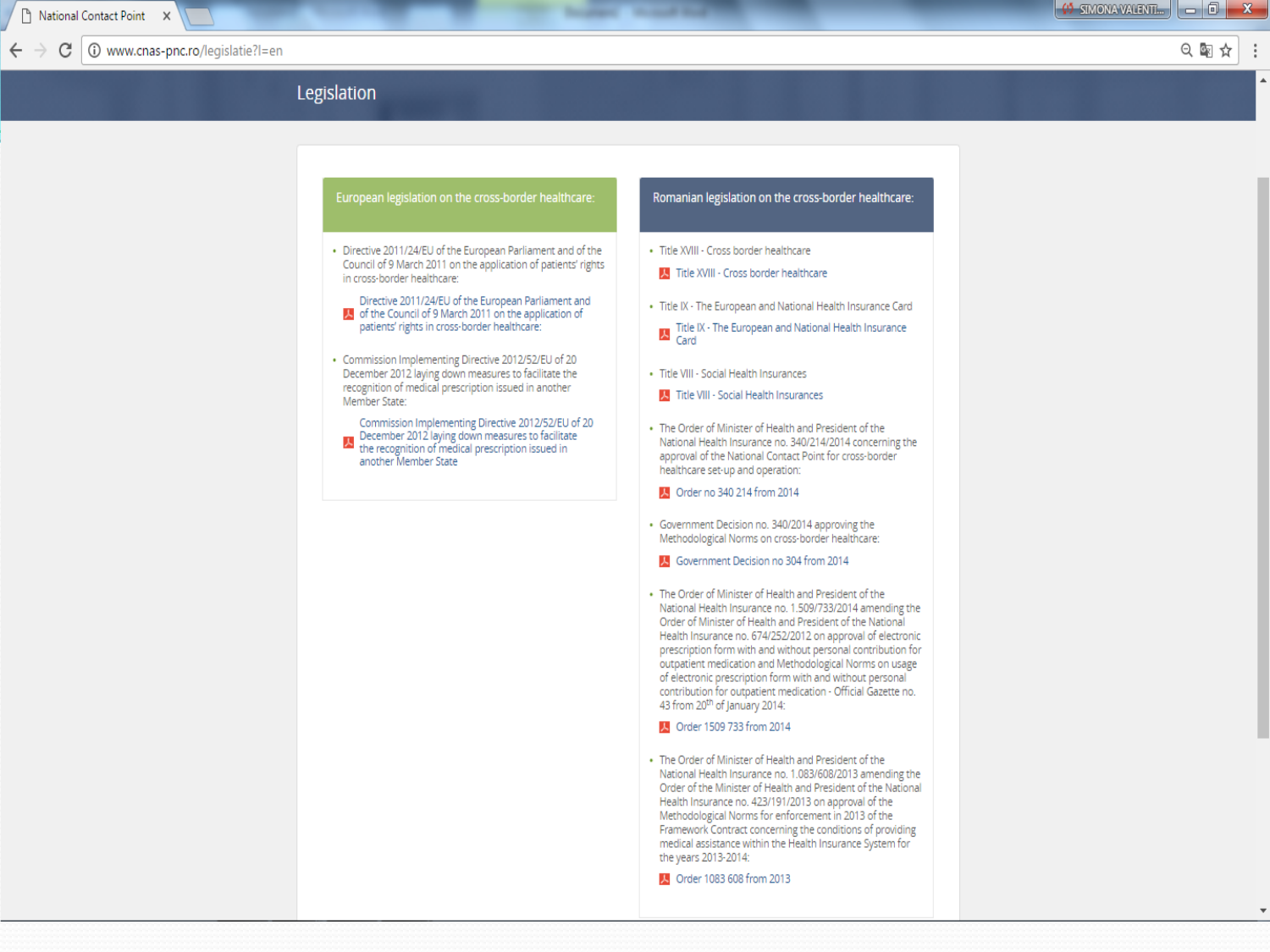# Legislation

## European legislation on the cross-border healthcare:

- Directive 2011/24/EU of the European Parliament and of the Council of 9 March 2011 on the application of patients' rights in cross-border healthcare:

  Directive 2011/24/EU of the European Parliament and of the Council of 9 March 2011 on the application of patients' rights in cross-border healthcare:

- Commission Implementing Directive 2012/52/EU of 20 December 2012 laying down measures to facilitate the recognition of medical prescription issued in another Member State:

  Commission Implementing Directive 2012/52/EU of 20 December 2012 laying down measures to facilitate the recognition of medical prescription issued in another Member State

## Romanian legislation on the cross-border healthcare:

- Title XVIII - Cross border healthcare

  Title XVIII - Cross border healthcare

- Title IX - The European and National Health Insurance Card

  Title IX - The European and National Health Insurance Card

- Title VIII - Social Health Insurances

  Title VIII - Social Health Insurances

- The Order of Minister of Health and President of the National Health Insurance no. 340/214/2014 concerning the approval of the National Contact Point for cross-border healthcare set-up and operation:

  Order no 340 214 from 2014

- Government Decision no. 340/2014 approving the Methodological Norms on cross-border healthcare:

  Government Decision no 304 from 2014

- The Order of Minister of Health and President of the National Health Insurance no. 1.509/733/2014 amending the Order of Minister of Health and President of the National Health Insurance no. 674/252/2012 on approval of electronic prescription form with and without personal contribution for outpatient medication and Methodological Norms on usage of electronic prescription form with and without personal contribution for outpatient medication - Official Gazette no. 43 from 20th of January 2014:

  Order 1509 733 from 2014

- The Order of Minister of Health and President of the National Health Insurance no. 1.083/608/2013 amending the Order of the Minister of Health and President of the National Health Insurance no. 423/191/2013 on approval of the Methodological Norms for enforcement in 2013 of the Framework Contract concerning the conditions of providing medical assistance within the Health Insurance System for the years 2013-2014:

  Order 1083 608 from 2013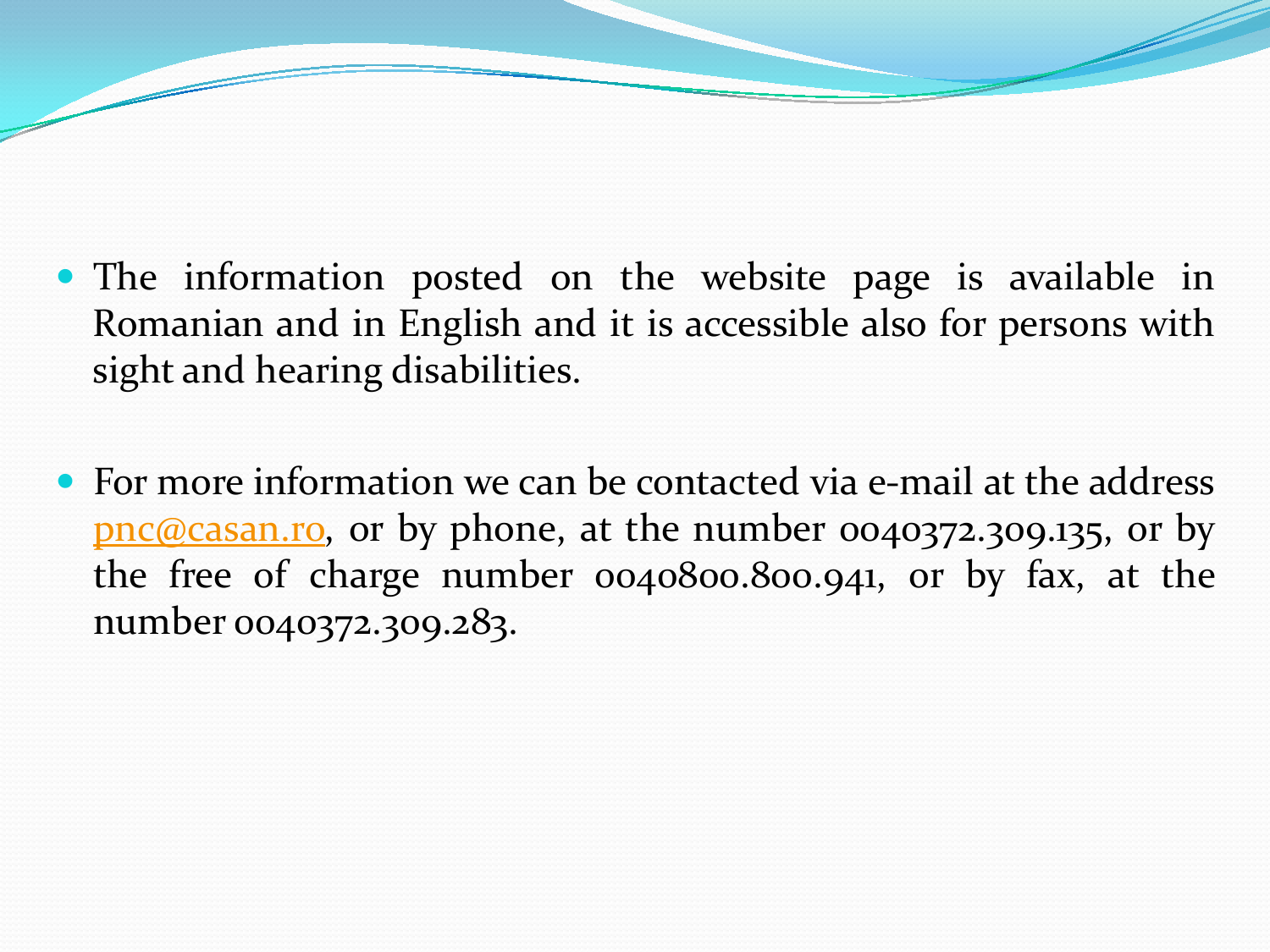- The information posted on the website page is available in Romanian and in English and it is accessible also for persons with sight and hearing disabilities.

- For more information we can be contacted via e-mail at the address pnc@casan.ro, or by phone, at the number 0040372.309.135, or by the free of charge number 0040800.800.941, or by fax, at the number 0040372.309.283.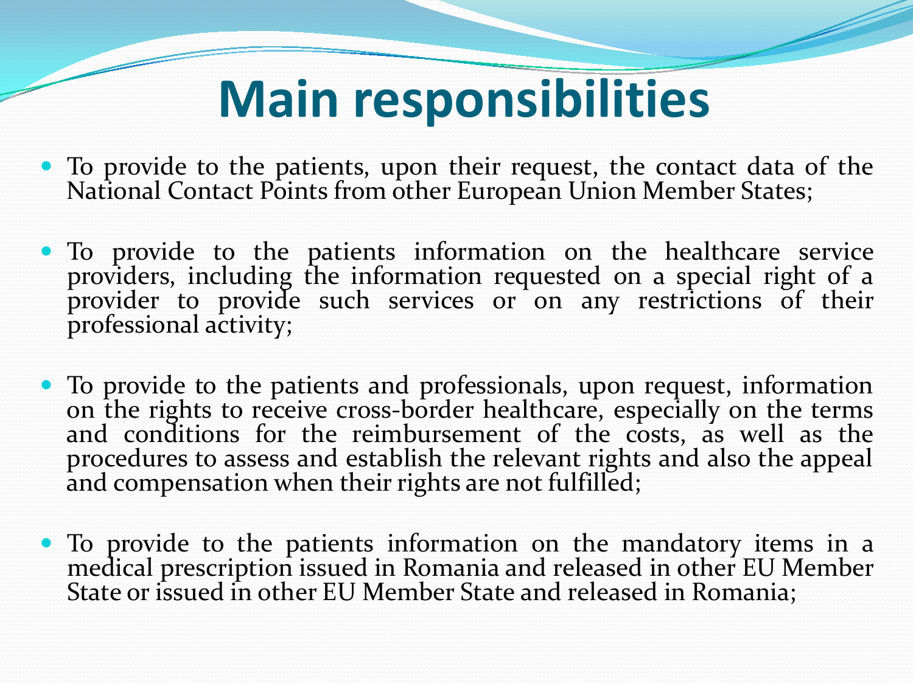# Main responsibilities

- To provide to the patients, upon their request, the contact data of the National Contact Points from other European Union Member States;

- To provide to the patients information on the healthcare service providers, including the information requested on a special right of a provider to provide such services or on any restrictions of their professional activity;

- To provide to the patients and professionals, upon request, information on the rights to receive cross-border healthcare, especially on the terms and conditions for the reimbursement of the costs, as well as the procedures to assess and establish the relevant rights and also the appeal and compensation when their rights are not fulfilled;

- To provide to the patients information on the mandatory items in a medical prescription issued in Romania and released in other EU Member State or issued in other EU Member State and released in Romania;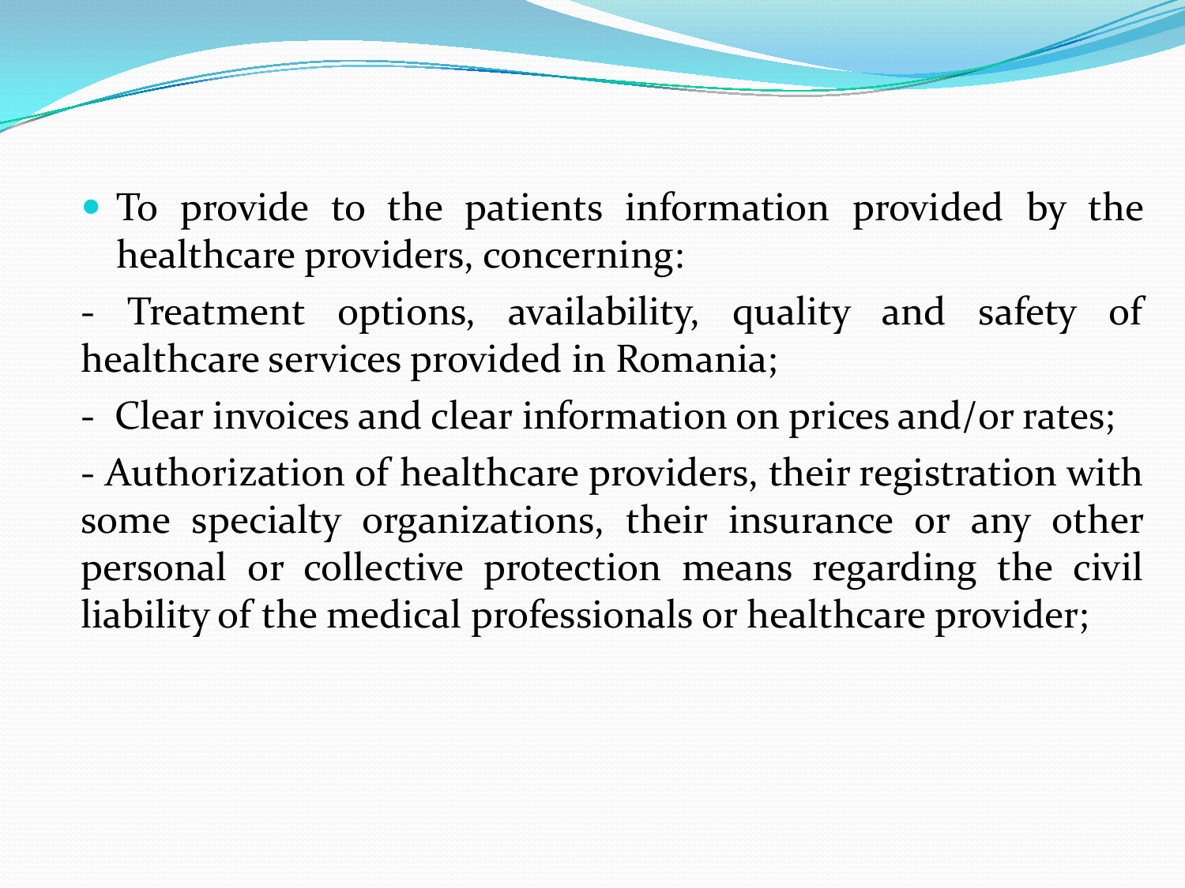- To provide to the patients information provided by the healthcare providers, concerning:

- Treatment options, availability, quality and safety of healthcare services provided in Romania;

- Clear invoices and clear information on prices and/or rates;

- Authorization of healthcare providers, their registration with some specialty organizations, their insurance or any other personal or collective protection means regarding the civil liability of the medical professionals or healthcare provider;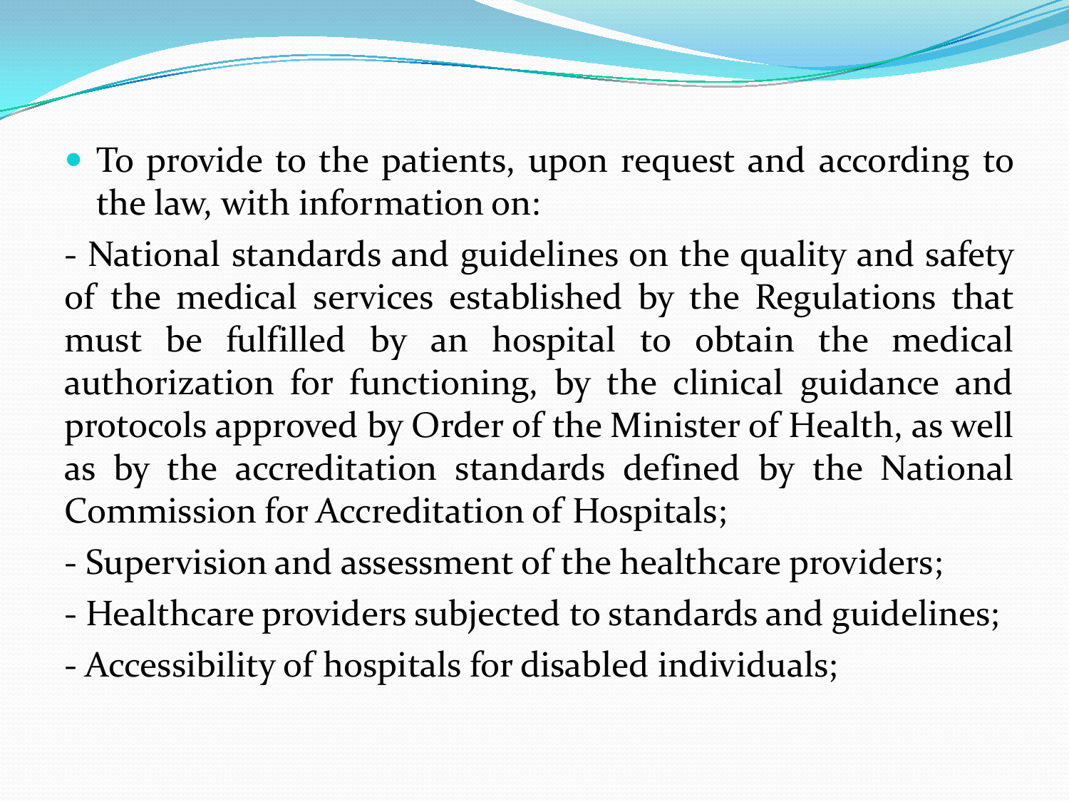- To provide to the patients, upon request and according to the law, with information on:

- National standards and guidelines on the quality and safety of the medical services established by the Regulations that must be fulfilled by an hospital to obtain the medical authorization for functioning, by the clinical guidance and protocols approved by Order of the Minister of Health, as well as by the accreditation standards defined by the National Commission for Accreditation of Hospitals;

- Supervision and assessment of the healthcare providers;

- Healthcare providers subjected to standards and guidelines;

- Accessibility of hospitals for disabled individuals;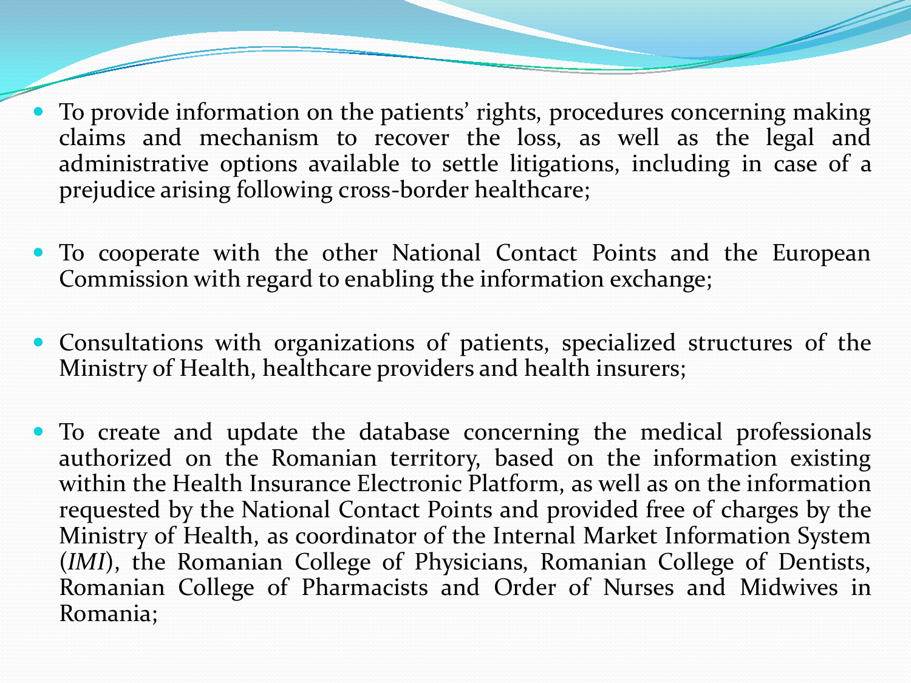- To provide information on the patients' rights, procedures concerning making claims and mechanism to recover the loss, as well as the legal and administrative options available to settle litigations, including in case of a prejudice arising following cross-border healthcare;

- To cooperate with the other National Contact Points and the European Commission with regard to enabling the information exchange;

- Consultations with organizations of patients, specialized structures of the Ministry of Health, healthcare providers and health insurers;

- To create and update the database concerning the medical professionals authorized on the Romanian territory, based on the information existing within the Health Insurance Electronic Platform, as well as on the information requested by the National Contact Points and provided free of charges by the Ministry of Health, as coordinator of the Internal Market Information System (*IMI*), the Romanian College of Physicians, Romanian College of Dentists, Romanian College of Pharmacists and Order of Nurses and Midwives in Romania;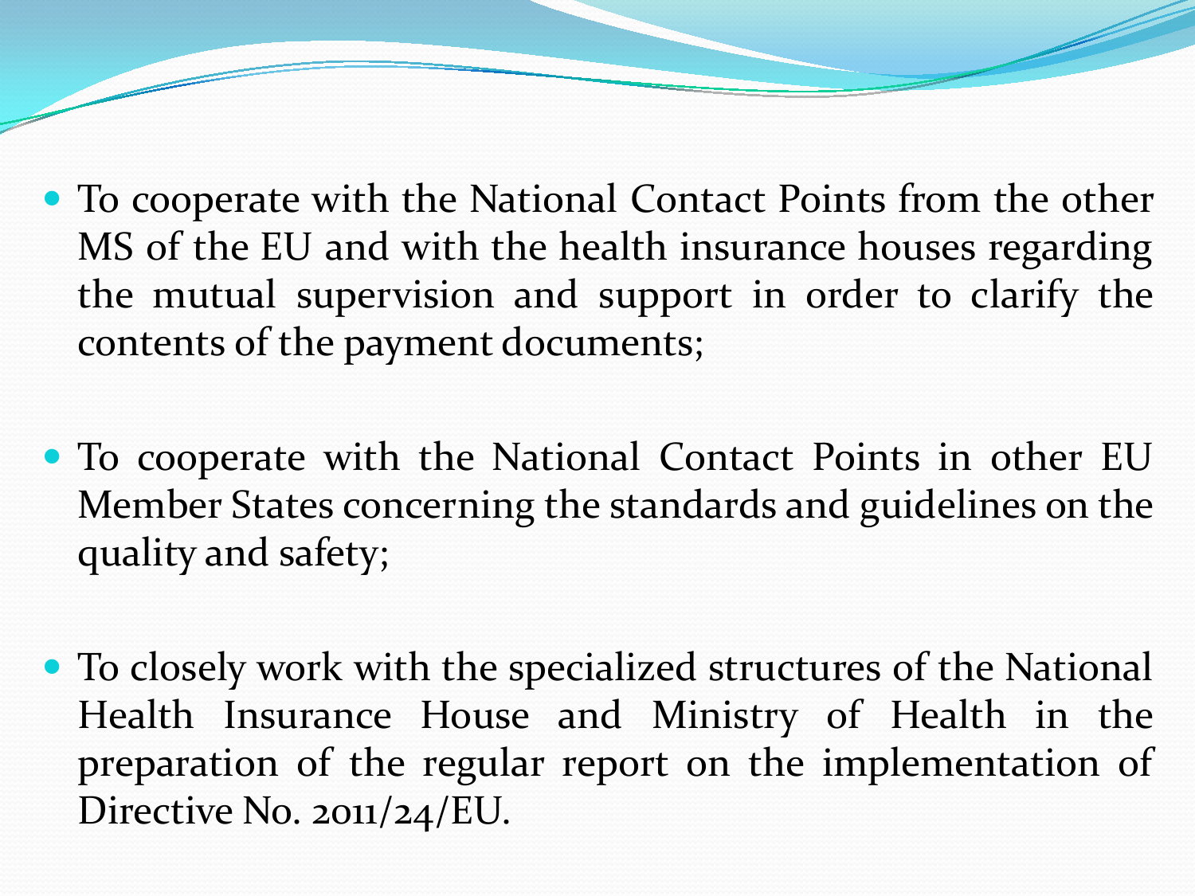- To cooperate with the National Contact Points from the other MS of the EU and with the health insurance houses regarding the mutual supervision and support in order to clarify the contents of the payment documents;

- To cooperate with the National Contact Points in other EU Member States concerning the standards and guidelines on the quality and safety;

- To closely work with the specialized structures of the National Health Insurance House and Ministry of Health in the preparation of the regular report on the implementation of Directive No. 2011/24/EU.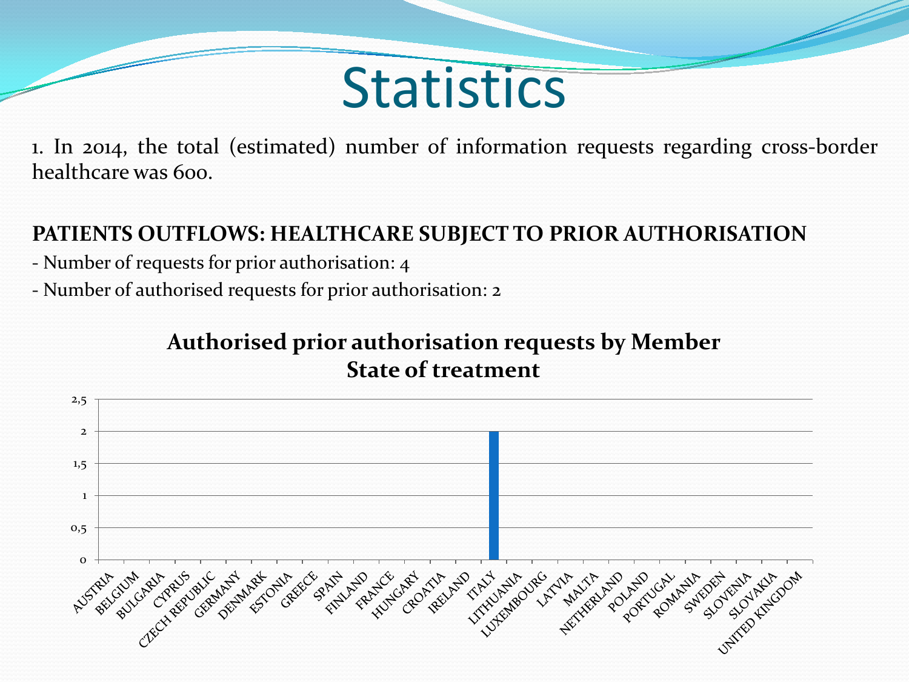# Statistics

1. In 2014, the total (estimated) number of information requests regarding cross-border healthcare was 600.

**PATIENTS OUTFLOWS: HEALTHCARE SUBJECT TO PRIOR AUTHORISATION**

- Number of requests for prior authorisation: 4
- Number of authorised requests for prior authorisation: 2

**Authorised prior authorisation requests by Member State of treatment**

| Member State | Value |
|---|---|
| AUSTRIA | 0 |
| BELGIUM | 0 |
| BULGARIA | 0 |
| CYPRUS | 0 |
| CZECH REPUBLIC | 0 |
| GERMANY | 0 |
| DENMARK | 0 |
| ESTONIA | 0 |
| GREECE | 0 |
| SPAIN | 0 |
| FINLAND | 0 |
| FRANCE | 0 |
| HUNGARY | 0 |
| CROATIA | 0 |
| IRELAND | 0 |
| ITALY | 2 |
| LITHUANIA | 0 |
| LUXEMBOURG | 0 |
| LATVIA | 0 |
| MALTA | 0 |
| NETHERLAND | 0 |
| POLAND | 0 |
| PORTUGAL | 0 |
| ROMANIA | 0 |
| SWEDEN | 0 |
| SLOVENIA | 0 |
| SLOVAKIA | 0 |
| UNITED KINGDOM | 0 |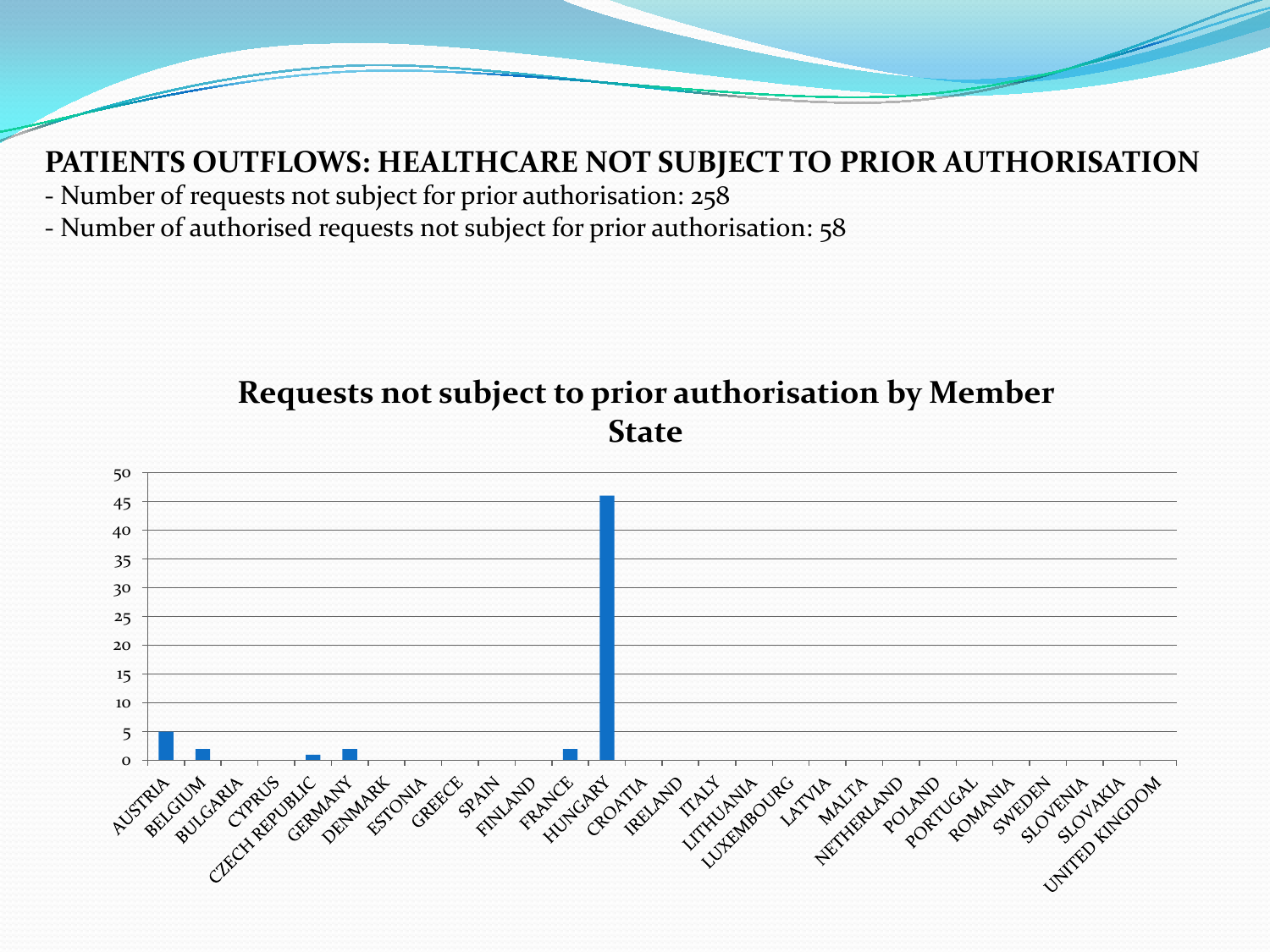# PATIENTS OUTFLOWS: HEALTHCARE NOT SUBJECT TO PRIOR AUTHORISATION

- Number of requests not subject for prior authorisation: 258
- Number of authorised requests not subject for prior authorisation: 58

## Requests not subject to prior authorisation by Member State

| Member State | Requests |
| --- | --- |
| AUSTRIA | 5 |
| BELGIUM | 2 |
| BULGARIA | 0 |
| CYPRUS | 0 |
| CZECH REPUBLIC | 1 |
| GERMANY | 2 |
| DENMARK | 0 |
| ESTONIA | 0 |
| GREECE | 0 |
| SPAIN | 0 |
| FINLAND | 0 |
| FRANCE | 2 |
| HUNGARY | 46 |
| CROATIA | 0 |
| IRELAND | 0 |
| ITALY | 0 |
| LITHUANIA | 0 |
| LUXEMBOURG | 0 |
| LATVIA | 0 |
| MALTA | 0 |
| NETHERLAND | 0 |
| POLAND | 0 |
| PORTUGAL | 0 |
| ROMANIA | 0 |
| SWEDEN | 0 |
| SLOVENIA | 0 |
| SLOVAKIA | 0 |
| UNITED KINGDOM | 0 |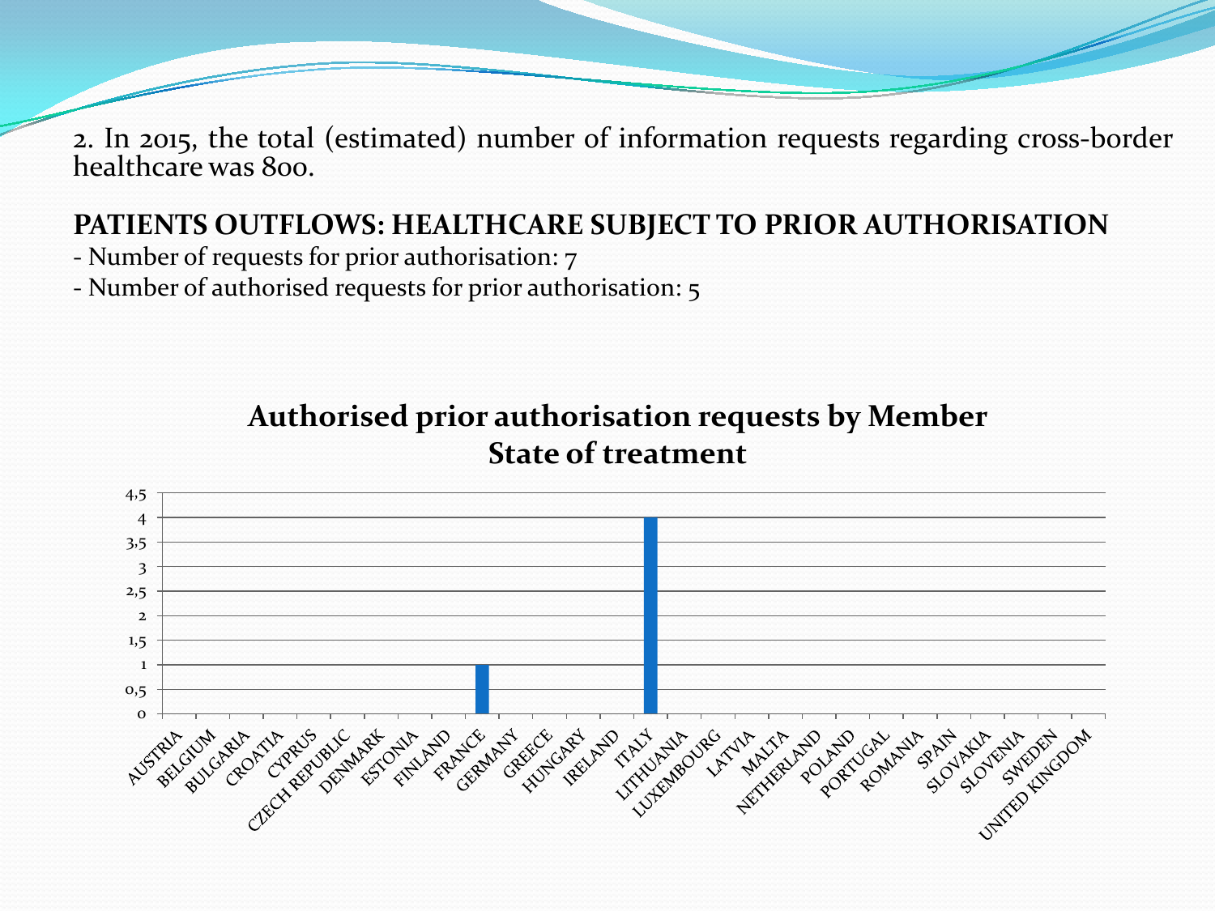2. In 2015, the total (estimated) number of information requests regarding cross-border healthcare was 800.

**PATIENTS OUTFLOWS: HEALTHCARE SUBJECT TO PRIOR AUTHORISATION**

- Number of requests for prior authorisation: 7
- Number of authorised requests for prior authorisation: 5

**Authorised prior authorisation requests by Member State of treatment**

| Member State | Authorised requests |
|---|---|
| AUSTRIA | 0 |
| BELGIUM | 0 |
| BULGARIA | 0 |
| CROATIA | 0 |
| CYPRUS | 0 |
| CZECH REPUBLIC | 0 |
| DENMARK | 0 |
| ESTONIA | 0 |
| FINLAND | 0 |
| FRANCE | 1 |
| GERMANY | 0 |
| GREECE | 0 |
| HUNGARY | 0 |
| IRELAND | 0 |
| ITALY | 4 |
| LITHUANIA | 0 |
| LUXEMBOURG | 0 |
| LATVIA | 0 |
| MALTA | 0 |
| NETHERLAND | 0 |
| POLAND | 0 |
| PORTUGAL | 0 |
| ROMANIA | 0 |
| SPAIN | 0 |
| SLOVAKIA | 0 |
| SLOVENIA | 0 |
| SWEDEN | 0 |
| UNITED KINGDOM | 0 |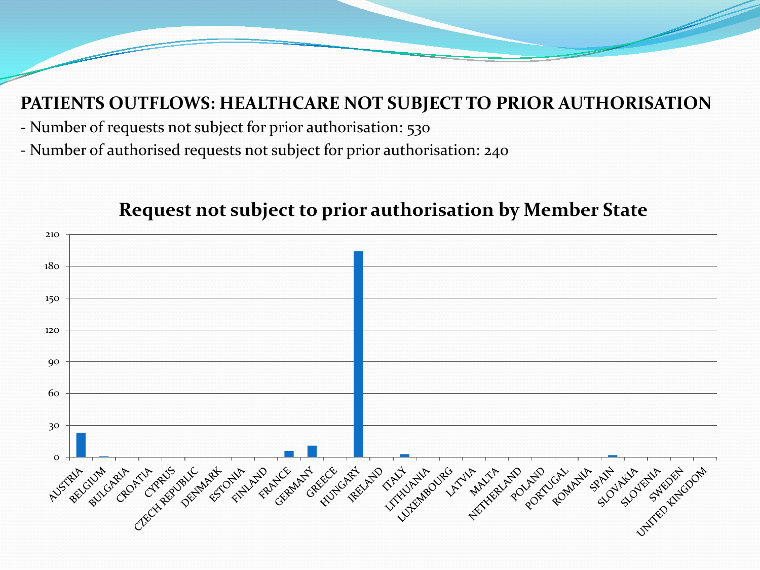# PATIENTS OUTFLOWS: HEALTHCARE NOT SUBJECT TO PRIOR AUTHORISATION

- Number of requests not subject for prior authorisation: 530
- Number of authorised requests not subject for prior authorisation: 240

## Request not subject to prior authorisation by Member State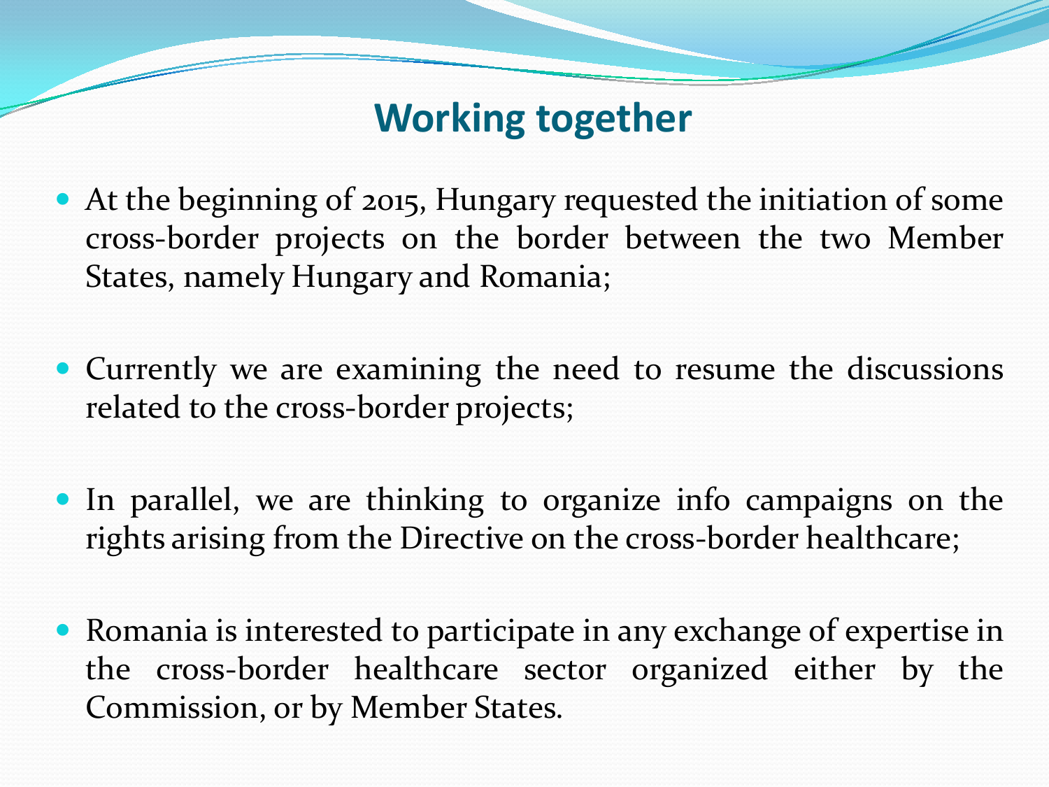# Working together

- At the beginning of 2015, Hungary requested the initiation of some cross-border projects on the border between the two Member States, namely Hungary and Romania;

- Currently we are examining the need to resume the discussions related to the cross-border projects;

- In parallel, we are thinking to organize info campaigns on the rights arising from the Directive on the cross-border healthcare;

- Romania is interested to participate in any exchange of expertise in the cross-border healthcare sector organized either by the Commission, or by Member States.